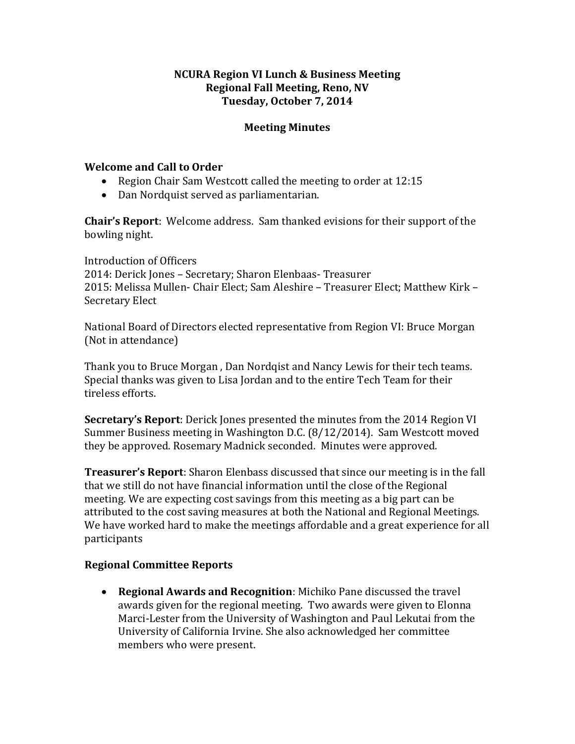**NCURA Region VI Lunch & Business Meeting**
**Regional Fall Meeting, Reno, NV**
**Tuesday, October 7, 2014**

**Meeting Minutes**

**Welcome and Call to Order**

- Region Chair Sam Westcott called the meeting to order at 12:15
- Dan Nordquist served as parliamentarian.

**Chair's Report**: Welcome address. Sam thanked evisions for their support of the bowling night.

Introduction of Officers
2014: Derick Jones – Secretary; Sharon Elenbaas- Treasurer
2015: Melissa Mullen- Chair Elect; Sam Aleshire – Treasurer Elect; Matthew Kirk – Secretary Elect

National Board of Directors elected representative from Region VI: Bruce Morgan (Not in attendance)

Thank you to Bruce Morgan , Dan Nordqist and Nancy Lewis for their tech teams. Special thanks was given to Lisa Jordan and to the entire Tech Team for their tireless efforts.

**Secretary's Report**: Derick Jones presented the minutes from the 2014 Region VI Summer Business meeting in Washington D.C. (8/12/2014). Sam Westcott moved they be approved. Rosemary Madnick seconded. Minutes were approved.

**Treasurer's Report**: Sharon Elenbass discussed that since our meeting is in the fall that we still do not have financial information until the close of the Regional meeting. We are expecting cost savings from this meeting as a big part can be attributed to the cost saving measures at both the National and Regional Meetings. We have worked hard to make the meetings affordable and a great experience for all participants

**Regional Committee Reports**

- **Regional Awards and Recognition**: Michiko Pane discussed the travel awards given for the regional meeting. Two awards were given to Elonna Marci-Lester from the University of Washington and Paul Lekutai from the University of California Irvine. She also acknowledged her committee members who were present.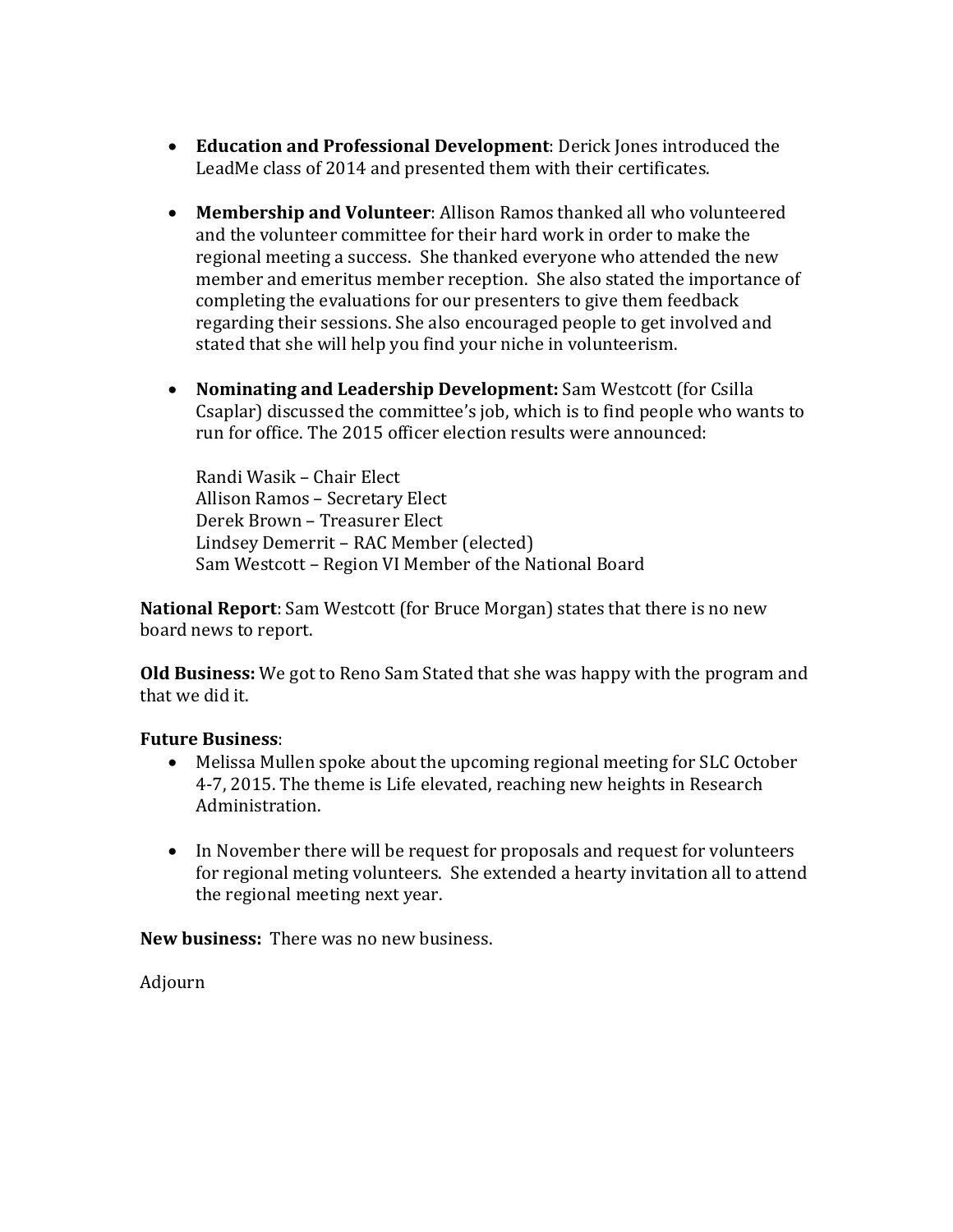- **Education and Professional Development**: Derick Jones introduced the LeadMe class of 2014 and presented them with their certificates.

- **Membership and Volunteer**: Allison Ramos thanked all who volunteered and the volunteer committee for their hard work in order to make the regional meeting a success. She thanked everyone who attended the new member and emeritus member reception. She also stated the importance of completing the evaluations for our presenters to give them feedback regarding their sessions. She also encouraged people to get involved and stated that she will help you find your niche in volunteerism.

- **Nominating and Leadership Development:** Sam Westcott (for Csilla Csaplar) discussed the committee's job, which is to find people who wants to run for office. The 2015 officer election results were announced:

  Randi Wasik – Chair Elect
  Allison Ramos – Secretary Elect
  Derek Brown – Treasurer Elect
  Lindsey Demerrit – RAC Member (elected)
  Sam Westcott – Region VI Member of the National Board

**National Report**: Sam Westcott (for Bruce Morgan) states that there is no new board news to report.

**Old Business:** We got to Reno Sam Stated that she was happy with the program and that we did it.

**Future Business**:

- Melissa Mullen spoke about the upcoming regional meeting for SLC October 4-7, 2015. The theme is Life elevated, reaching new heights in Research Administration.

- In November there will be request for proposals and request for volunteers for regional meting volunteers. She extended a hearty invitation all to attend the regional meeting next year.

**New business:** There was no new business.

Adjourn